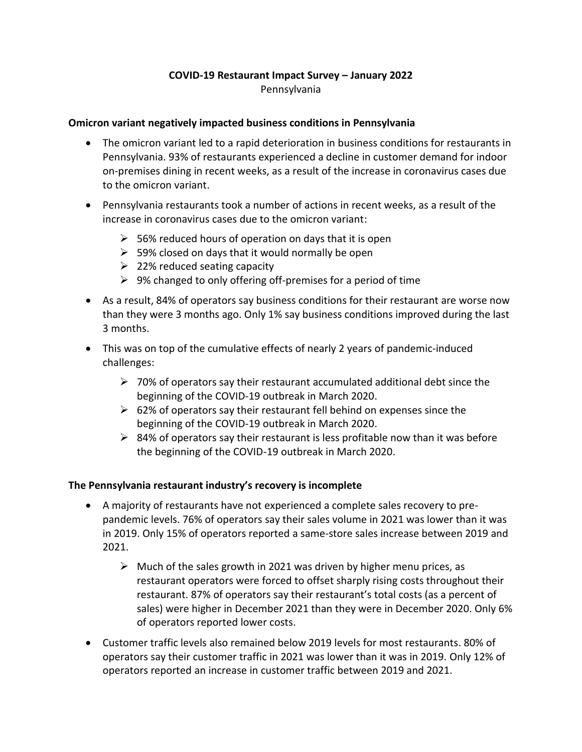# COVID-19 Restaurant Impact Survey – January 2022

Pennsylvania

## Omicron variant negatively impacted business conditions in Pennsylvania

- The omicron variant led to a rapid deterioration in business conditions for restaurants in Pennsylvania. 93% of restaurants experienced a decline in customer demand for indoor on-premises dining in recent weeks, as a result of the increase in coronavirus cases due to the omicron variant.
- Pennsylvania restaurants took a number of actions in recent weeks, as a result of the increase in coronavirus cases due to the omicron variant:
    - 56% reduced hours of operation on days that it is open
    - 59% closed on days that it would normally be open
    - 22% reduced seating capacity
    - 9% changed to only offering off-premises for a period of time
- As a result, 84% of operators say business conditions for their restaurant are worse now than they were 3 months ago. Only 1% say business conditions improved during the last 3 months.
- This was on top of the cumulative effects of nearly 2 years of pandemic-induced challenges:
    - 70% of operators say their restaurant accumulated additional debt since the beginning of the COVID-19 outbreak in March 2020.
    - 62% of operators say their restaurant fell behind on expenses since the beginning of the COVID-19 outbreak in March 2020.
    - 84% of operators say their restaurant is less profitable now than it was before the beginning of the COVID-19 outbreak in March 2020.

## The Pennsylvania restaurant industry's recovery is incomplete

- A majority of restaurants have not experienced a complete sales recovery to pre-pandemic levels. 76% of operators say their sales volume in 2021 was lower than it was in 2019. Only 15% of operators reported a same-store sales increase between 2019 and 2021.
    - Much of the sales growth in 2021 was driven by higher menu prices, as restaurant operators were forced to offset sharply rising costs throughout their restaurant. 87% of operators say their restaurant's total costs (as a percent of sales) were higher in December 2021 than they were in December 2020. Only 6% of operators reported lower costs.
- Customer traffic levels also remained below 2019 levels for most restaurants. 80% of operators say their customer traffic in 2021 was lower than it was in 2019. Only 12% of operators reported an increase in customer traffic between 2019 and 2021.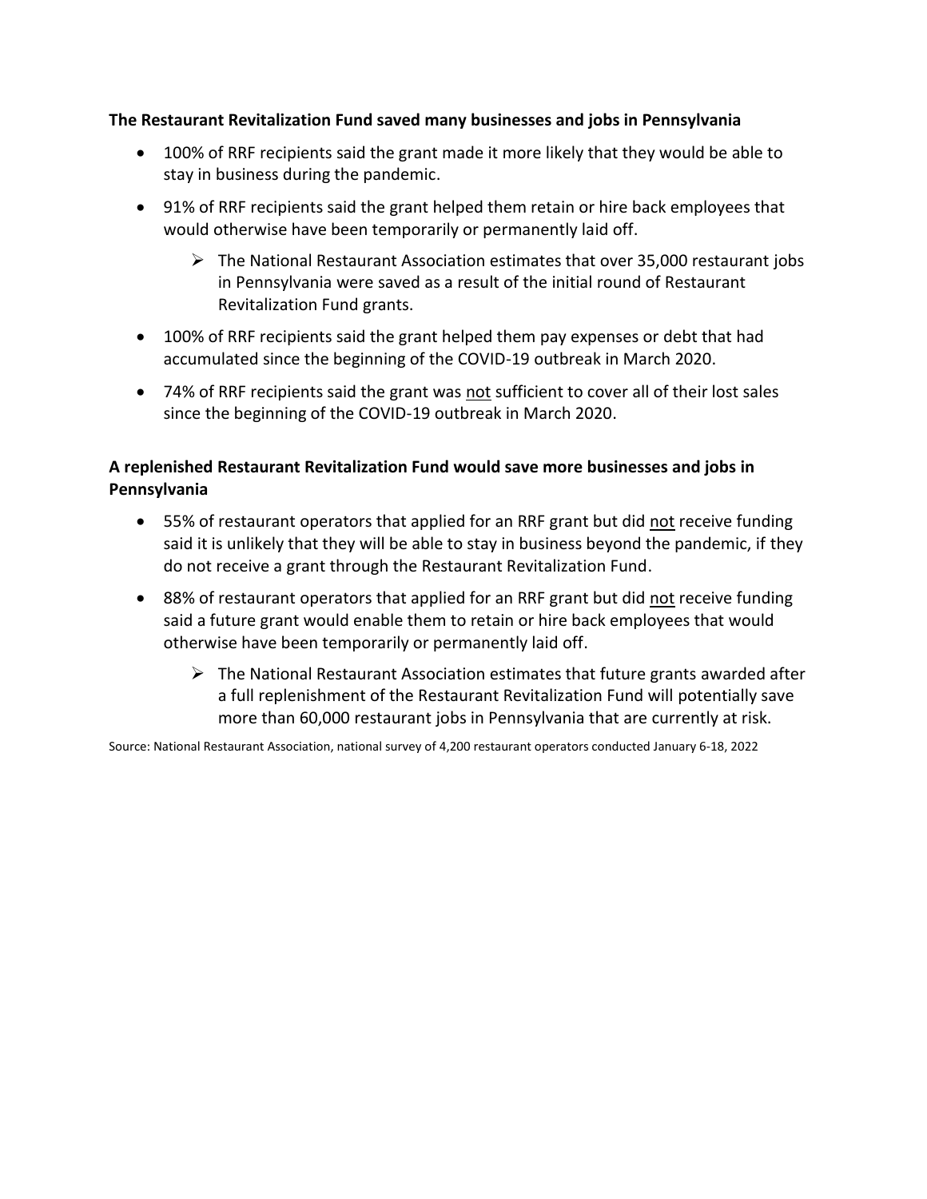**The Restaurant Revitalization Fund saved many businesses and jobs in Pennsylvania**

- 100% of RRF recipients said the grant made it more likely that they would be able to stay in business during the pandemic.
- 91% of RRF recipients said the grant helped them retain or hire back employees that would otherwise have been temporarily or permanently laid off.
  - The National Restaurant Association estimates that over 35,000 restaurant jobs in Pennsylvania were saved as a result of the initial round of Restaurant Revitalization Fund grants.
- 100% of RRF recipients said the grant helped them pay expenses or debt that had accumulated since the beginning of the COVID-19 outbreak in March 2020.
- 74% of RRF recipients said the grant was <u>not</u> sufficient to cover all of their lost sales since the beginning of the COVID-19 outbreak in March 2020.

**A replenished Restaurant Revitalization Fund would save more businesses and jobs in Pennsylvania**

- 55% of restaurant operators that applied for an RRF grant but did <u>not</u> receive funding said it is unlikely that they will be able to stay in business beyond the pandemic, if they do not receive a grant through the Restaurant Revitalization Fund.
- 88% of restaurant operators that applied for an RRF grant but did <u>not</u> receive funding said a future grant would enable them to retain or hire back employees that would otherwise have been temporarily or permanently laid off.
  - The National Restaurant Association estimates that future grants awarded after a full replenishment of the Restaurant Revitalization Fund will potentially save more than 60,000 restaurant jobs in Pennsylvania that are currently at risk.

Source: National Restaurant Association, national survey of 4,200 restaurant operators conducted January 6-18, 2022